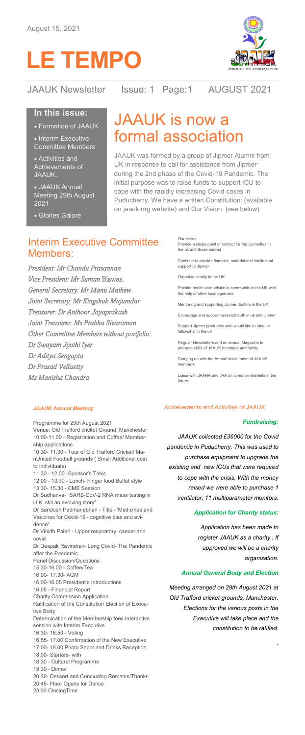August 15, 2021

# LE TEMPO

JAAUK Newsletter Issue: 1 Page:1 AUGUST 2021

### In this issue:

- Formation of JAAUK
- Interim Executive Committee Members
- Activities and Achievements of JAAUK.
- JAAUK Annual Meeting 29th August 2021
- Glories Galore

# JAAUK is now a formal association

JAAUK was formed by a group of Jipmer Alumni from UK in response to call for assistance from Jipmer during the 2nd phase of the Covid-19 Pandemic. The initial purpose was to raise funds to support ICU to cope with the rapidly increasing Covid cases in Puducherry. We have a written Constitution: (available on jaauk.org website) and Our Vision. (see below)

## Interim Executive Committee Members:

*President: Mr Chandu Prasannan*
*Vice President: Mr Suman Biswas.*
*General Secretary: Mr Manu Mathew*
*Joint Secretary: Mr Kingshuk Majumdar*
*Treasurer: Dr Anthoor Jayaprakash*
*Joint Treasurer: Ms Prabha Sivaraman*
*Other Committee Members without portfolio:*
*Dr Swayam Jyothi Iyer*
*Dr Aditya Sengupta*
*Dr Prasad Vellisetty*
*Ms Manisha Chandra*

Our Vision

Provide a single point of contact for the Jipmerites in the uk and those abroad

Continue to provide financial, material and intellectual support to Jipmer

Organise charity in the UK

Provide health care advice to community in the UK with the help of other local agencies

Mentoring and supporting Jipmer doctors in the UK

Encourage and support research both in uk and Jipmer

Support Jipmer graduates who would like to take up fellowship in the uk

Regular Newsletters and an annual Magazine to promote skills of JAAUK members and family

Carrying on with the Annual social meet of JAAUK members

Liaise with JAANA and JAA on common interests in the future.

### *JAAUK Annual Meeting*:

Programme for 29th August 2021
Venue: Old Trafford cricket Ground, Manchester
10.00-11.00 - Registration and Coffee/ Membership applications
10.30- 11.30 - Tour of Old Trafford Cricket/ ManUnited Football grounds ( Small Additional cost to individuals)
11.30 - 12.00 -Sponsor's Talks
12.00 - 13.30 - Lunch- Finger food Buffet style
13.30- 15.30 - CME Session
Dr Sudhanva- "SARS-CoV-2 RNA mass testing in U.K; still an evolving story"
Dr Sandosh Padmanabhan - Title - 'Medicines and Vaccines for Covid-19 - cognitive bias and evidence'
Dr Vinidh Paleri - Upper respiratory, cancer and covid
Dr Deepak Ravindran- Long Covid- The Pandemic after the Pandemic .
Panel Discussion/Questions
15.30-16.00 - Coffee/Tea
16.00- 17.30- AGM
16.00-16.05 President's Introductions
16.05 - Financial Report
Charity Commission Application
Ratification of the Constitution Election of Executive Body
Determination of the Membership fees Interactive session with Interim Executive
16.30- 16.50 - Voting
16.55- 17.00 Confirmation of the New Executive
17.00- 18.00 Photo Shoot and Drinks Reception
18.00- Starters- with
18.30 - Cultural Programme
19.30 - Dinner
20.30- Dessert and Concluding Remarks/Thanks
20.45- Floor Opens for Dance
23:30 ClosingTime

### *Achievements and Activities of JAAUK*

#### *Fundraising:*

*JAAUK collected £36000 for the Covid pandemic in Puducherry. This was used to purchase equipment to upgrade the existing and new ICUs that were required to cope with the crisis. With the money raised we were able to purchase 1 ventilator; 11 multiparameter monitors.*

#### *Application for Charity status:*

*Application has been made to register JAAUK as a charity . If approved we will be a charity organization.*

#### *Annual General Body and Election*

*Meeting arranged on 29th August 2021 at Old Trafford cricket grounds, Manchester. Elections for the various posts in the Executive will take place and the constitution to be ratified.*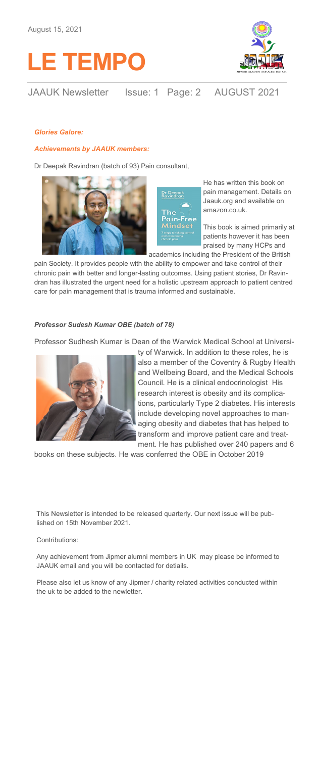# LE TEMPO

*Glories Galore:*

*Achievements by JAAUK members:*

Dr Deepak Ravindran (batch of 93) Pain consultant,

He has written this book on pain management. Details on Jaauk.org and available on amazon.co.uk.

This book is aimed primarily at patients however it has been praised by many HCPs and academics including the President of the British pain Society. It provides people with the ability to empower and take control of their chronic pain with better and longer-lasting outcomes. Using patient stories, Dr Ravindran has illustrated the urgent need for a holistic upstream approach to patient centred care for pain management that is trauma informed and sustainable.

***Professor Sudesh Kumar OBE (batch of 78)***

Professor Sudhesh Kumar is Dean of the Warwick Medical School at University of Warwick. In addition to these roles, he is also a member of the Coventry & Rugby Health and Wellbeing Board, and the Medical Schools Council. He is a clinical endocrinologist His research interest is obesity and its complications, particularly Type 2 diabetes. His interests include developing novel approaches to managing obesity and diabetes that has helped to transform and improve patient care and treatment. He has published over 240 papers and 6 books on these subjects. He was conferred the OBE in October 2019

This Newsletter is intended to be released quarterly. Our next issue will be published on 15th November 2021.

Contributions:

Any achievement from Jipmer alumni members in UK may please be informed to JAAUK email and you will be contacted for detiails.

Please also let us know of any Jipmer / charity related activities conducted within the uk to be added to the newletter.